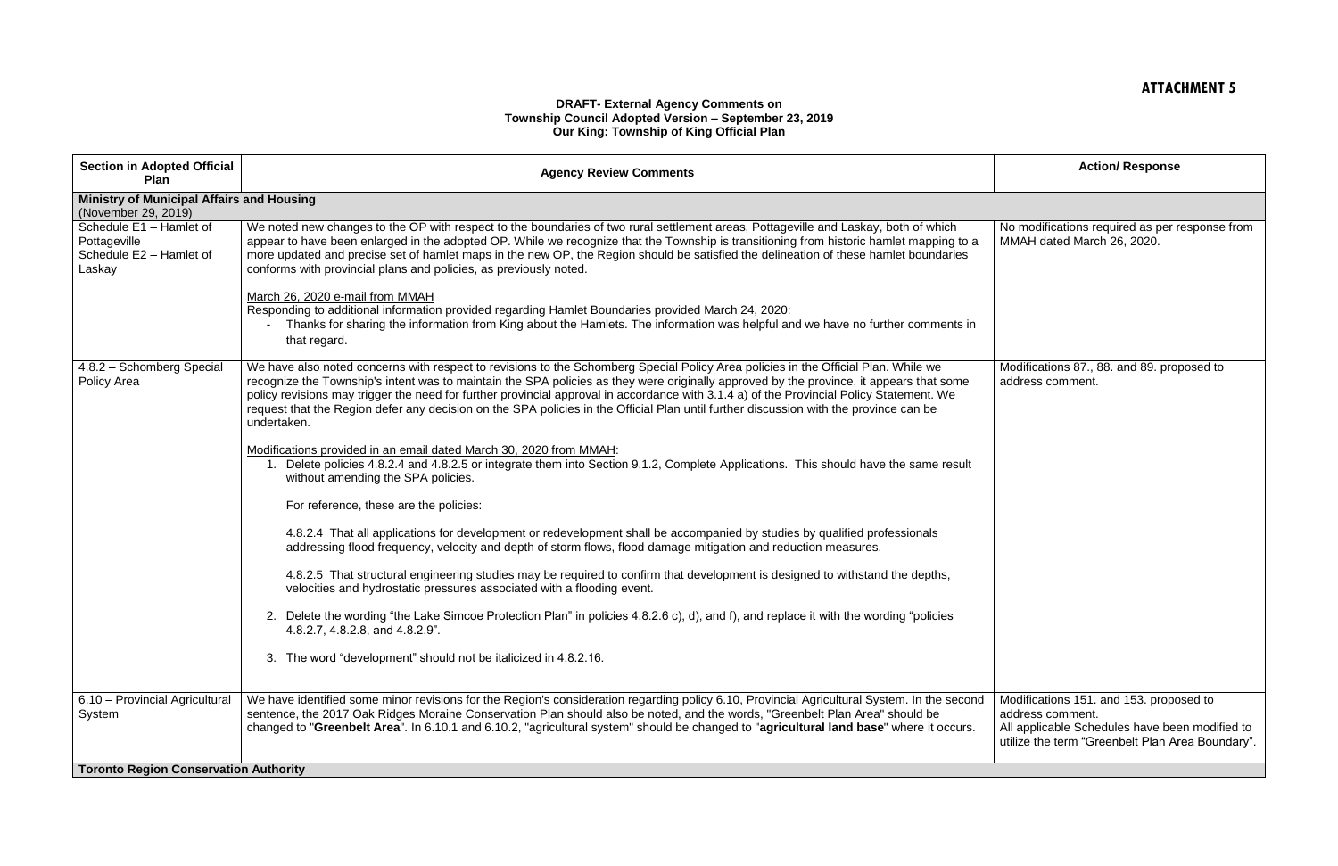**ATTACHMENT 5**

**DRAFT- External Agency Comments on**
**Township Council Adopted Version – September 23, 2019**
**Our King: Township of King Official Plan**

| Section in Adopted Official Plan | Agency Review Comments | Action/ Response |
|---|---|---|
| **Ministry of Municipal Affairs and Housing** (November 29, 2019) | | |
| Schedule E1 – Hamlet of Pottageville<br>Schedule E2 – Hamlet of Laskay | We noted new changes to the OP with respect to the boundaries of two rural settlement areas, Pottageville and Laskay, both of which appear to have been enlarged in the adopted OP. While we recognize that the Township is transitioning from historic hamlet mapping to a more updated and precise set of hamlet maps in the new OP, the Region should be satisfied the delineation of these hamlet boundaries conforms with provincial plans and policies, as previously noted.<br><br><u>March 26, 2020 e-mail from MMAH</u><br>Responding to additional information provided regarding Hamlet Boundaries provided March 24, 2020:<br>- Thanks for sharing the information from King about the Hamlets. The information was helpful and we have no further comments in that regard. | No modifications required as per response from MMAH dated March 26, 2020. |
| 4.8.2 – Schomberg Special Policy Area | We have also noted concerns with respect to revisions to the Schomberg Special Policy Area policies in the Official Plan. While we recognize the Township's intent was to maintain the SPA policies as they were originally approved by the province, it appears that some policy revisions may trigger the need for further provincial approval in accordance with 3.1.4 a) of the Provincial Policy Statement. We request that the Region defer any decision on the SPA policies in the Official Plan until further discussion with the province can be undertaken.<br><br><u>Modifications provided in an email dated March 30, 2020 from MMAH</u>:<br>1. Delete policies 4.8.2.4 and 4.8.2.5 or integrate them into Section 9.1.2, Complete Applications. This should have the same result without amending the SPA policies.<br><br>For reference, these are the policies:<br><br>4.8.2.4 That all applications for development or redevelopment shall be accompanied by studies by qualified professionals addressing flood frequency, velocity and depth of storm flows, flood damage mitigation and reduction measures.<br><br>4.8.2.5 That structural engineering studies may be required to confirm that development is designed to withstand the depths, velocities and hydrostatic pressures associated with a flooding event.<br><br>2. Delete the wording "the Lake Simcoe Protection Plan" in policies 4.8.2.6 c), d), and f), and replace it with the wording "policies 4.8.2.7, 4.8.2.8, and 4.8.2.9".<br><br>3. The word "development" should not be italicized in 4.8.2.16. | Modifications 87., 88. and 89. proposed to address comment. |
| 6.10 – Provincial Agricultural System | We have identified some minor revisions for the Region's consideration regarding policy 6.10, Provincial Agricultural System. In the second sentence, the 2017 Oak Ridges Moraine Conservation Plan should also be noted, and the words, "Greenbelt Plan Area" should be changed to "**Greenbelt Area**". In 6.10.1 and 6.10.2, "agricultural system" should be changed to "**agricultural land base**" where it occurs. | Modifications 151. and 153. proposed to address comment.<br>All applicable Schedules have been modified to utilize the term "Greenbelt Plan Area Boundary". |
| **Toronto Region Conservation Authority** | | |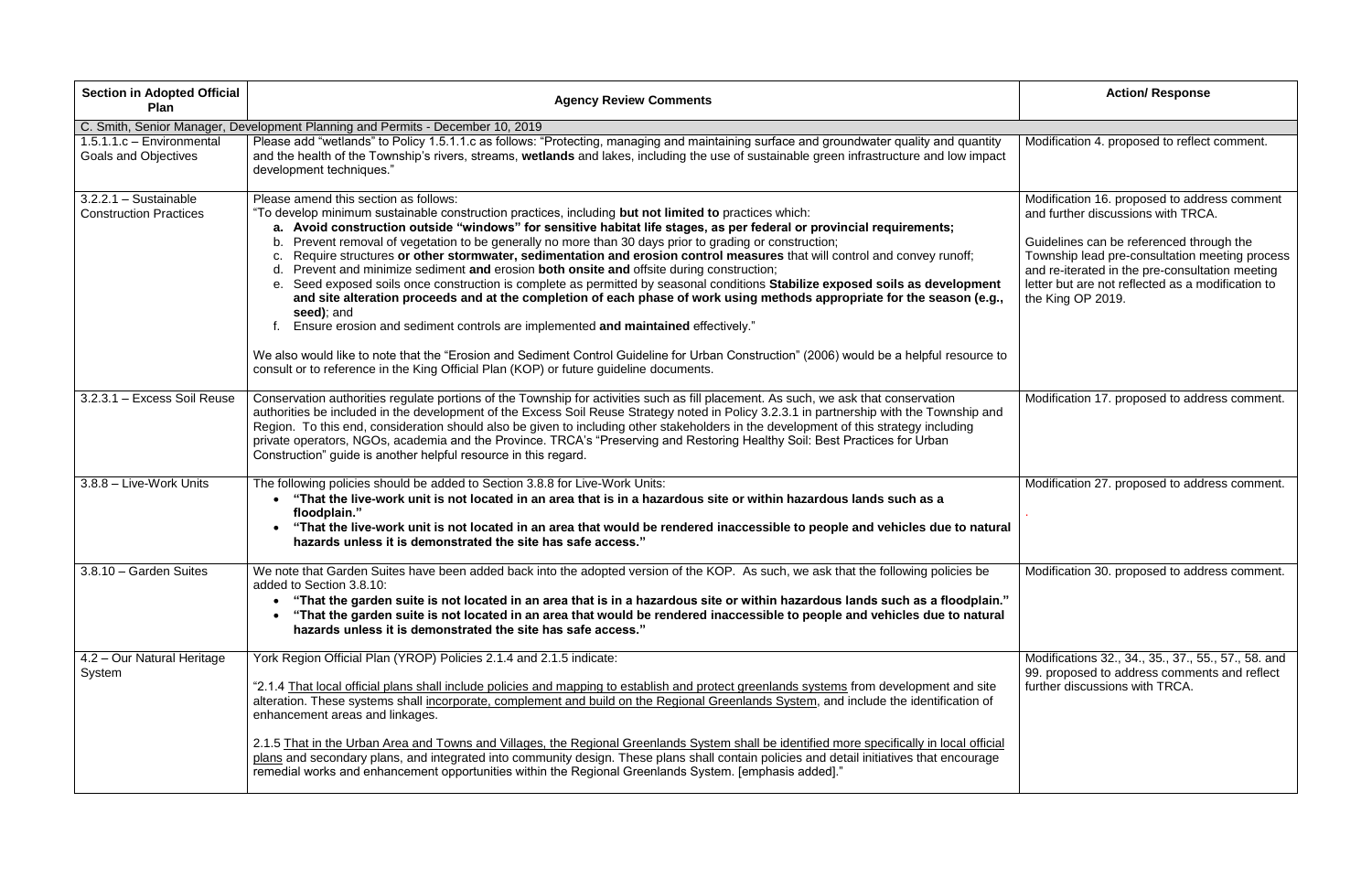| Section in Adopted Official Plan | Agency Review Comments | Action/ Response |
|---|---|---|
| C. Smith, Senior Manager, Development Planning and Permits - December 10, 2019 | | |
| 1.5.1.1.c – Environmental Goals and Objectives | Please add "wetlands" to Policy 1.5.1.1.c as follows: "Protecting, managing and maintaining surface and groundwater quality and quantity and the health of the Township's rivers, streams, **wetlands** and lakes, including the use of sustainable green infrastructure and low impact development techniques." | Modification 4. proposed to reflect comment. |
| 3.2.2.1 – Sustainable Construction Practices | Please amend this section as follows:<br>"To develop minimum sustainable construction practices, including **but not limited to** practices which:<br>a. **Avoid construction outside "windows" for sensitive habitat life stages, as per federal or provincial requirements;**<br>b. Prevent removal of vegetation to be generally no more than 30 days prior to grading or construction;<br>c. Require structures **or other stormwater, sedimentation and erosion control measures** that will control and convey runoff;<br>d. Prevent and minimize sediment **and** erosion **both onsite and** offsite during construction;<br>e. Seed exposed soils once construction is complete as permitted by seasonal conditions **Stabilize exposed soils as development and site alteration proceeds and at the completion of each phase of work using methods appropriate for the season (e.g., seed)**; and<br>f. Ensure erosion and sediment controls are implemented **and maintained** effectively."<br><br>We also would like to note that the "Erosion and Sediment Control Guideline for Urban Construction" (2006) would be a helpful resource to consult or to reference in the King Official Plan (KOP) or future guideline documents. | Modification 16. proposed to address comment and further discussions with TRCA.<br><br>Guidelines can be referenced through the Township lead pre-consultation meeting process and re-iterated in the pre-consultation meeting letter but are not reflected as a modification to the King OP 2019. |
| 3.2.3.1 – Excess Soil Reuse | Conservation authorities regulate portions of the Township for activities such as fill placement. As such, we ask that conservation authorities be included in the development of the Excess Soil Reuse Strategy noted in Policy 3.2.3.1 in partnership with the Township and Region. To this end, consideration should also be given to including other stakeholders in the development of this strategy including private operators, NGOs, academia and the Province. TRCA's "Preserving and Restoring Healthy Soil: Best Practices for Urban Construction" guide is another helpful resource in this regard. | Modification 17. proposed to address comment. |
| 3.8.8 – Live-Work Units | The following policies should be added to Section 3.8.8 for Live-Work Units:<br>• **"That the live-work unit is not located in an area that is in a hazardous site or within hazardous lands such as a floodplain."**<br>• **"That the live-work unit is not located in an area that would be rendered inaccessible to people and vehicles due to natural hazards unless it is demonstrated the site has safe access."** | Modification 27. proposed to address comment. |
| 3.8.10 – Garden Suites | We note that Garden Suites have been added back into the adopted version of the KOP. As such, we ask that the following policies be added to Section 3.8.10:<br>• **"That the garden suite is not located in an area that is in a hazardous site or within hazardous lands such as a floodplain."**<br>• **"That the garden suite is not located in an area that would be rendered inaccessible to people and vehicles due to natural hazards unless it is demonstrated the site has safe access."** | Modification 30. proposed to address comment. |
| 4.2 – Our Natural Heritage System | York Region Official Plan (YROP) Policies 2.1.4 and 2.1.5 indicate:<br><br>"2.1.4 That local official plans shall include policies and mapping to establish and protect greenlands systems from development and site alteration. These systems shall incorporate, complement and build on the Regional Greenlands System, and include the identification of enhancement areas and linkages.<br><br>2.1.5 That in the Urban Area and Towns and Villages, the Regional Greenlands System shall be identified more specifically in local official plans and secondary plans, and integrated into community design. These plans shall contain policies and detail initiatives that encourage remedial works and enhancement opportunities within the Regional Greenlands System. [emphasis added]." | Modifications 32., 34., 35., 37., 55., 57., 58. and 99. proposed to address comments and reflect further discussions with TRCA. |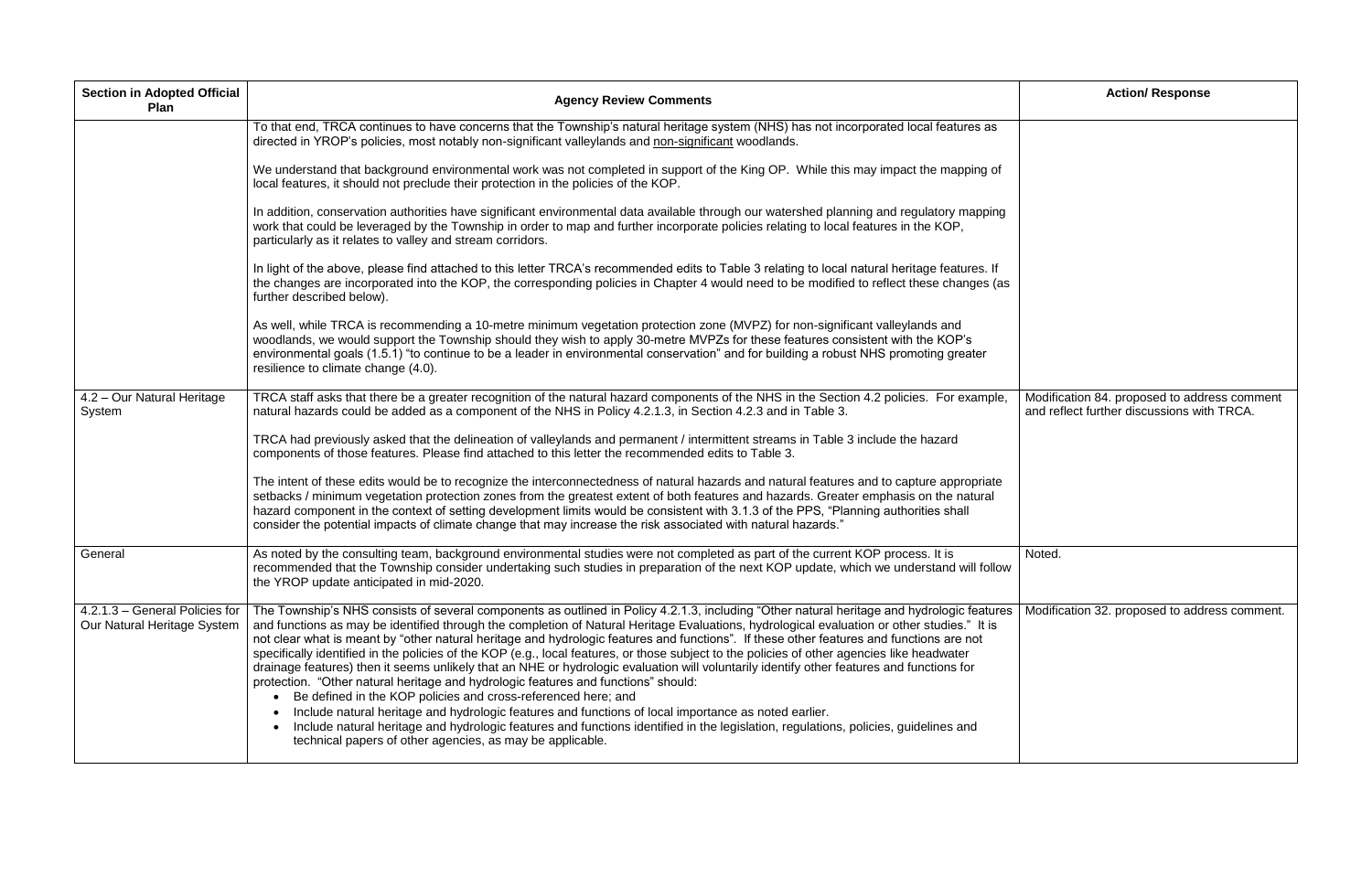| Section in Adopted Official Plan | Agency Review Comments | Action/ Response |
|---|---|---|
| | To that end, TRCA continues to have concerns that the Township's natural heritage system (NHS) has not incorporated local features as directed in YROP's policies, most notably non-significant valleylands and <u>non-significant</u> woodlands.<br><br>We understand that background environmental work was not completed in support of the King OP. While this may impact the mapping of local features, it should not preclude their protection in the policies of the KOP.<br><br>In addition, conservation authorities have significant environmental data available through our watershed planning and regulatory mapping work that could be leveraged by the Township in order to map and further incorporate policies relating to local features in the KOP, particularly as it relates to valley and stream corridors.<br><br>In light of the above, please find attached to this letter TRCA's recommended edits to Table 3 relating to local natural heritage features. If the changes are incorporated into the KOP, the corresponding policies in Chapter 4 would need to be modified to reflect these changes (as further described below).<br><br>As well, while TRCA is recommending a 10-metre minimum vegetation protection zone (MVPZ) for non-significant valleylands and woodlands, we would support the Township should they wish to apply 30-metre MVPZs for these features consistent with the KOP's environmental goals (1.5.1) "to continue to be a leader in environmental conservation" and for building a robust NHS promoting greater resilience to climate change (4.0). | |
| 4.2 – Our Natural Heritage System | TRCA staff asks that there be a greater recognition of the natural hazard components of the NHS in the Section 4.2 policies. For example, natural hazards could be added as a component of the NHS in Policy 4.2.1.3, in Section 4.2.3 and in Table 3.<br><br>TRCA had previously asked that the delineation of valleylands and permanent / intermittent streams in Table 3 include the hazard components of those features. Please find attached to this letter the recommended edits to Table 3.<br><br>The intent of these edits would be to recognize the interconnectedness of natural hazards and natural features and to capture appropriate setbacks / minimum vegetation protection zones from the greatest extent of both features and hazards. Greater emphasis on the natural hazard component in the context of setting development limits would be consistent with 3.1.3 of the PPS, "Planning authorities shall consider the potential impacts of climate change that may increase the risk associated with natural hazards." | Modification 84. proposed to address comment and reflect further discussions with TRCA. |
| General | As noted by the consulting team, background environmental studies were not completed as part of the current KOP process. It is recommended that the Township consider undertaking such studies in preparation of the next KOP update, which we understand will follow the YROP update anticipated in mid-2020. | Noted. |
| 4.2.1.3 – General Policies for Our Natural Heritage System | The Township's NHS consists of several components as outlined in Policy 4.2.1.3, including "Other natural heritage and hydrologic features and functions as may be identified through the completion of Natural Heritage Evaluations, hydrological evaluation or other studies." It is not clear what is meant by "other natural heritage and hydrologic features and functions". If these other features and functions are not specifically identified in the policies of the KOP (e.g., local features, or those subject to the policies of other agencies like headwater drainage features) then it seems unlikely that an NHE or hydrologic evaluation will voluntarily identify other features and functions for protection. "Other natural heritage and hydrologic features and functions" should:<br>• Be defined in the KOP policies and cross-referenced here; and<br>• Include natural heritage and hydrologic features and functions of local importance as noted earlier.<br>• Include natural heritage and hydrologic features and functions identified in the legislation, regulations, policies, guidelines and technical papers of other agencies, as may be applicable. | Modification 32. proposed to address comment. |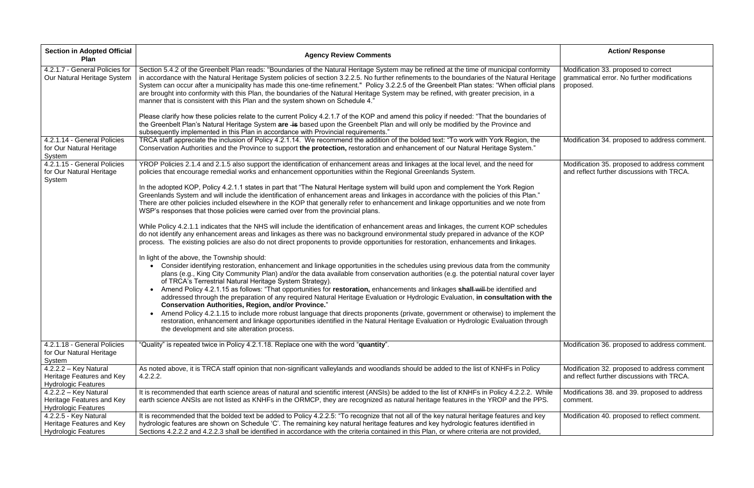| Section in Adopted Official Plan | Agency Review Comments | Action/ Response |
|---|---|---|
| 4.2.1.7 - General Policies for Our Natural Heritage System | Section 5.4.2 of the Greenbelt Plan reads: "Boundaries of the Natural Heritage System may be refined at the time of municipal conformity in accordance with the Natural Heritage System policies of section 3.2.2.5. No further refinements to the boundaries of the Natural Heritage System can occur after a municipality has made this one-time refinement." Policy 3.2.2.5 of the Greenbelt Plan states: "When official plans are brought into conformity with this Plan, the boundaries of the Natural Heritage System may be refined, with greater precision, in a manner that is consistent with this Plan and the system shown on Schedule 4."<br><br>Please clarify how these policies relate to the current Policy 4.2.1.7 of the KOP and amend this policy if needed: "That the boundaries of the Greenbelt Plan's Natural Heritage System **are** ~~is~~ based upon the Greenbelt Plan and will only be modified by the Province and subsequently implemented in this Plan in accordance with Provincial requirements." | Modification 33. proposed to correct grammatical error. No further modifications proposed. |
| 4.2.1.14 - General Policies for Our Natural Heritage System | TRCA staff appreciate the inclusion of Policy 4.2.1.14. We recommend the addition of the bolded text: "To work with York Region, the Conservation Authorities and the Province to support **the protection,** restoration and enhancement of our Natural Heritage System." | Modification 34. proposed to address comment. |
| 4.2.1.15 - General Policies for Our Natural Heritage System | YROP Policies 2.1.4 and 2.1.5 also support the identification of enhancement areas and linkages at the local level, and the need for policies that encourage remedial works and enhancement opportunities within the Regional Greenlands System.<br><br>In the adopted KOP, Policy 4.2.1.1 states in part that "The Natural Heritage system will build upon and complement the York Region Greenlands System and will include the identification of enhancement areas and linkages in accordance with the policies of this Plan." There are other policies included elsewhere in the KOP that generally refer to enhancement and linkage opportunities and we note from WSP's responses that those policies were carried over from the provincial plans.<br><br>While Policy 4.2.1.1 indicates that the NHS will include the identification of enhancement areas and linkages, the current KOP schedules do not identify any enhancement areas and linkages as there was no background environmental study prepared in advance of the KOP process. The existing policies are also do not direct proponents to provide opportunities for restoration, enhancements and linkages.<br><br>In light of the above, the Township should:<br>• Consider identifying restoration, enhancement and linkage opportunities in the schedules using previous data from the community plans (e.g., King City Community Plan) and/or the data available from conservation authorities (e.g. the potential natural cover layer of TRCA's Terrestrial Natural Heritage System Strategy).<br>• Amend Policy 4.2.1.15 as follows: "That opportunities for **restoration,** enhancements and linkages **shall** ~~will~~ be identified and addressed through the preparation of any required Natural Heritage Evaluation or Hydrologic Evaluation, **in consultation with the Conservation Authorities, Region, and/or Province.**"<br>• Amend Policy 4.2.1.15 to include more robust language that directs proponents (private, government or otherwise) to implement the restoration, enhancement and linkage opportunities identified in the Natural Heritage Evaluation or Hydrologic Evaluation through the development and site alteration process. | Modification 35. proposed to address comment and reflect further discussions with TRCA. |
| 4.2.1.18 - General Policies for Our Natural Heritage System | "Quality" is repeated twice in Policy 4.2.1.18. Replace one with the word "**quantity**". | Modification 36. proposed to address comment. |
| 4.2.2.2 – Key Natural Heritage Features and Key Hydrologic Features | As noted above, it is TRCA staff opinion that non-significant valleylands and woodlands should be added to the list of KNHFs in Policy 4.2.2.2. | Modification 32. proposed to address comment and reflect further discussions with TRCA. |
| 4.2.2.2 – Key Natural Heritage Features and Key Hydrologic Features | It is recommended that earth science areas of natural and scientific interest (ANSIs) be added to the list of KNHFs in Policy 4.2.2.2. While earth science ANSIs are not listed as KNHFs in the ORMCP, they are recognized as natural heritage features in the YROP and the PPS. | Modifications 38. and 39. proposed to address comment. |
| 4.2.2.5 - Key Natural Heritage Features and Key Hydrologic Features | It is recommended that the bolded text be added to Policy 4.2.2.5: "To recognize that not all of the key natural heritage features and key hydrologic features are shown on Schedule 'C'. The remaining key natural heritage features and key hydrologic features identified in Sections 4.2.2.2 and 4.2.2.3 shall be identified in accordance with the criteria contained in this Plan, or where criteria are not provided, | Modification 40. proposed to reflect comment. |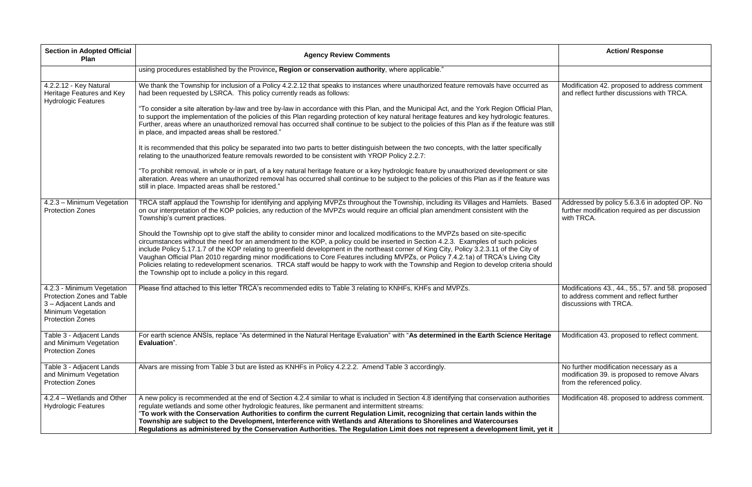| Section in Adopted Official Plan | Agency Review Comments | Action/ Response |
|---|---|---|
| | using procedures established by the Province**, Region or conservation authority**, where applicable." | |
| 4.2.2.12 - Key Natural Heritage Features and Key Hydrologic Features | We thank the Township for inclusion of a Policy 4.2.2.12 that speaks to instances where unauthorized feature removals have occurred as had been requested by LSRCA. This policy currently reads as follows:<br><br>"To consider a site alteration by-law and tree by-law in accordance with this Plan, and the Municipal Act, and the York Region Official Plan, to support the implementation of the policies of this Plan regarding protection of key natural heritage features and key hydrologic features. Further, areas where an unauthorized removal has occurred shall continue to be subject to the policies of this Plan as if the feature was still in place, and impacted areas shall be restored."<br><br>It is recommended that this policy be separated into two parts to better distinguish between the two concepts, with the latter specifically relating to the unauthorized feature removals reworded to be consistent with YROP Policy 2.2.7:<br><br>"To prohibit removal, in whole or in part, of a key natural heritage feature or a key hydrologic feature by unauthorized development or site alteration. Areas where an unauthorized removal has occurred shall continue to be subject to the policies of this Plan as if the feature was still in place. Impacted areas shall be restored." | Modification 42. proposed to address comment and reflect further discussions with TRCA. |
| 4.2.3 – Minimum Vegetation Protection Zones | TRCA staff applaud the Township for identifying and applying MVPZs throughout the Township, including its Villages and Hamlets. Based on our interpretation of the KOP policies, any reduction of the MVPZs would require an official plan amendment consistent with the Township's current practices.<br><br>Should the Township opt to give staff the ability to consider minor and localized modifications to the MVPZs based on site-specific circumstances without the need for an amendment to the KOP, a policy could be inserted in Section 4.2.3. Examples of such policies include Policy 5.17.1.7 of the KOP relating to greenfield development in the northeast corner of King City, Policy 3.2.3.11 of the City of Vaughan Official Plan 2010 regarding minor modifications to Core Features including MVPZs, or Policy 7.4.2.1a) of TRCA's Living City Policies relating to redevelopment scenarios. TRCA staff would be happy to work with the Township and Region to develop criteria should the Township opt to include a policy in this regard. | Addressed by policy 5.6.3.6 in adopted OP. No further modification required as per discussion with TRCA. |
| 4.2.3 - Minimum Vegetation Protection Zones and Table 3 – Adjacent Lands and Minimum Vegetation Protection Zones | Please find attached to this letter TRCA's recommended edits to Table 3 relating to KNHFs, KHFs and MVPZs. | Modifications 43., 44., 55., 57. and 58. proposed to address comment and reflect further discussions with TRCA. |
| Table 3 - Adjacent Lands and Minimum Vegetation Protection Zones | For earth science ANSIs, replace "As determined in the Natural Heritage Evaluation" with "**As determined in the Earth Science Heritage Evaluation**". | Modification 43. proposed to reflect comment. |
| Table 3 - Adjacent Lands and Minimum Vegetation Protection Zones | Alvars are missing from Table 3 but are listed as KNHFs in Policy 4.2.2.2. Amend Table 3 accordingly. | No further modification necessary as a modification 39. is proposed to remove Alvars from the referenced policy. |
| 4.2.4 – Wetlands and Other Hydrologic Features | A new policy is recommended at the end of Section 4.2.4 similar to what is included in Section 4.8 identifying that conservation authorities regulate wetlands and some other hydrologic features, like permanent and intermittent streams:<br>"**To work with the Conservation Authorities to confirm the current Regulation Limit, recognizing that certain lands within the Township are subject to the Development, Interference with Wetlands and Alterations to Shorelines and Watercourses Regulations as administered by the Conservation Authorities. The Regulation Limit does not represent a development limit, yet it** | Modification 48. proposed to address comment. |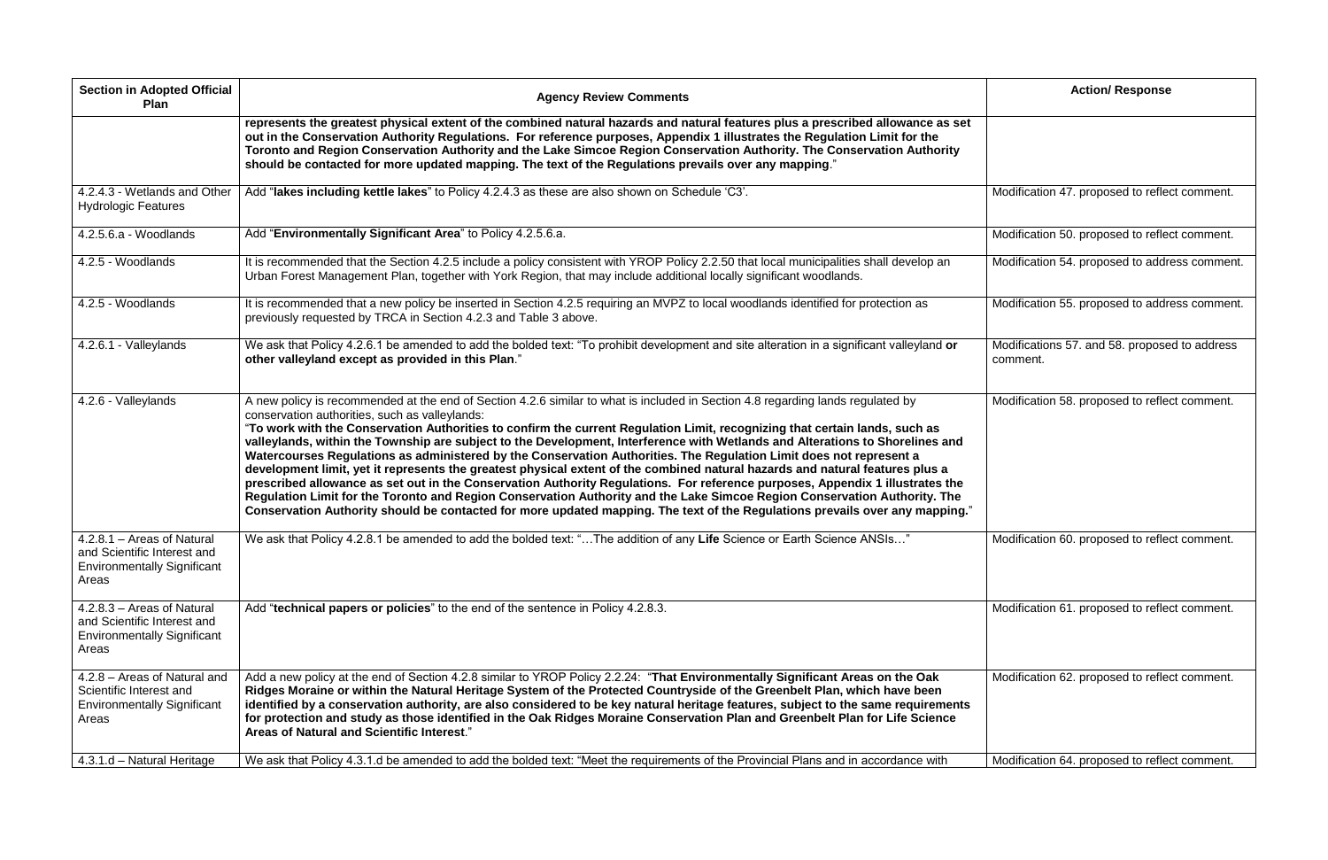| Section in Adopted Official Plan | Agency Review Comments | Action/ Response |
|---|---|---|
| | **represents the greatest physical extent of the combined natural hazards and natural features plus a prescribed allowance as set out in the Conservation Authority Regulations. For reference purposes, Appendix 1 illustrates the Regulation Limit for the Toronto and Region Conservation Authority and the Lake Simcoe Region Conservation Authority. The Conservation Authority should be contacted for more updated mapping. The text of the Regulations prevails over any mapping**." | |
| 4.2.4.3 - Wetlands and Other Hydrologic Features | Add "**lakes including kettle lakes**" to Policy 4.2.4.3 as these are also shown on Schedule 'C3'. | Modification 47. proposed to reflect comment. |
| 4.2.5.6.a - Woodlands | Add "**Environmentally Significant Area**" to Policy 4.2.5.6.a. | Modification 50. proposed to reflect comment. |
| 4.2.5 - Woodlands | It is recommended that the Section 4.2.5 include a policy consistent with YROP Policy 2.2.50 that local municipalities shall develop an Urban Forest Management Plan, together with York Region, that may include additional locally significant woodlands. | Modification 54. proposed to address comment. |
| 4.2.5 - Woodlands | It is recommended that a new policy be inserted in Section 4.2.5 requiring an MVPZ to local woodlands identified for protection as previously requested by TRCA in Section 4.2.3 and Table 3 above. | Modification 55. proposed to address comment. |
| 4.2.6.1 - Valleylands | We ask that Policy 4.2.6.1 be amended to add the bolded text: "To prohibit development and site alteration in a significant valleyland **or other valleyland except as provided in this Plan**." | Modifications 57. and 58. proposed to address comment. |
| 4.2.6 - Valleylands | A new policy is recommended at the end of Section 4.2.6 similar to what is included in Section 4.8 regarding lands regulated by conservation authorities, such as valleylands:<br>"**To work with the Conservation Authorities to confirm the current Regulation Limit, recognizing that certain lands, such as valleylands, within the Township are subject to the Development, Interference with Wetlands and Alterations to Shorelines and Watercourses Regulations as administered by the Conservation Authorities. The Regulation Limit does not represent a development limit, yet it represents the greatest physical extent of the combined natural hazards and natural features plus a prescribed allowance as set out in the Conservation Authority Regulations. For reference purposes, Appendix 1 illustrates the Regulation Limit for the Toronto and Region Conservation Authority and the Lake Simcoe Region Conservation Authority. The Conservation Authority should be contacted for more updated mapping. The text of the Regulations prevails over any mapping.**" | Modification 58. proposed to reflect comment. |
| 4.2.8.1 – Areas of Natural and Scientific Interest and Environmentally Significant Areas | We ask that Policy 4.2.8.1 be amended to add the bolded text: "…The addition of any **Life** Science or Earth Science ANSIs…" | Modification 60. proposed to reflect comment. |
| 4.2.8.3 – Areas of Natural and Scientific Interest and Environmentally Significant Areas | Add "**technical papers or policies**" to the end of the sentence in Policy 4.2.8.3. | Modification 61. proposed to reflect comment. |
| 4.2.8 – Areas of Natural and Scientific Interest and Environmentally Significant Areas | Add a new policy at the end of Section 4.2.8 similar to YROP Policy 2.2.24: "**That Environmentally Significant Areas on the Oak Ridges Moraine or within the Natural Heritage System of the Protected Countryside of the Greenbelt Plan, which have been identified by a conservation authority, are also considered to be key natural heritage features, subject to the same requirements for protection and study as those identified in the Oak Ridges Moraine Conservation Plan and Greenbelt Plan for Life Science Areas of Natural and Scientific Interest**." | Modification 62. proposed to reflect comment. |
| 4.3.1.d – Natural Heritage | We ask that Policy 4.3.1.d be amended to add the bolded text: "Meet the requirements of the Provincial Plans and in accordance with | Modification 64. proposed to reflect comment. |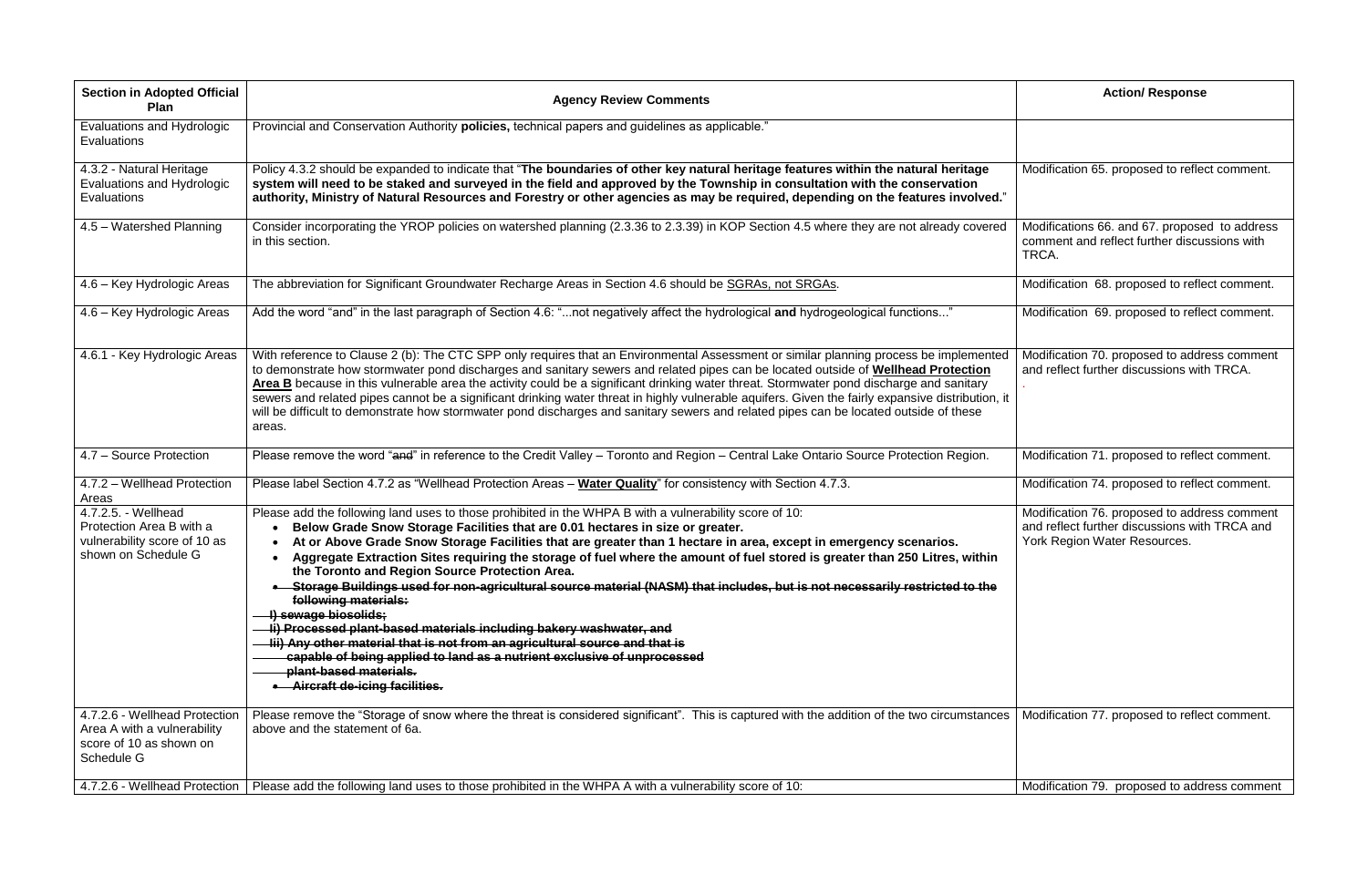| Section in Adopted Official Plan | Agency Review Comments | Action/ Response |
| --- | --- | --- |
| Evaluations and Hydrologic Evaluations | Provincial and Conservation Authority **policies,** technical papers and guidelines as applicable." | |
| 4.3.2 - Natural Heritage Evaluations and Hydrologic Evaluations | Policy 4.3.2 should be expanded to indicate that "**The boundaries of other key natural heritage features within the natural heritage system will need to be staked and surveyed in the field and approved by the Township in consultation with the conservation authority, Ministry of Natural Resources and Forestry or other agencies as may be required, depending on the features involved.**" | Modification 65. proposed to reflect comment. |
| 4.5 – Watershed Planning | Consider incorporating the YROP policies on watershed planning (2.3.36 to 2.3.39) in KOP Section 4.5 where they are not already covered in this section. | Modifications 66. and 67. proposed to address comment and reflect further discussions with TRCA. |
| 4.6 – Key Hydrologic Areas | The abbreviation for Significant Groundwater Recharge Areas in Section 4.6 should be <u>SGRAs, not SRGAs</u>. | Modification 68. proposed to reflect comment. |
| 4.6 – Key Hydrologic Areas | Add the word "and" in the last paragraph of Section 4.6: "...not negatively affect the hydrological **and** hydrogeological functions..." | Modification 69. proposed to reflect comment. |
| 4.6.1 - Key Hydrologic Areas | With reference to Clause 2 (b): The CTC SPP only requires that an Environmental Assessment or similar planning process be implemented to demonstrate how stormwater pond discharges and sanitary sewers and related pipes can be located outside of **<u>Wellhead Protection Area B</u>** because in this vulnerable area the activity could be a significant drinking water threat. Stormwater pond discharge and sanitary sewers and related pipes cannot be a significant drinking water threat in highly vulnerable aquifers. Given the fairly expansive distribution, it will be difficult to demonstrate how stormwater pond discharges and sanitary sewers and related pipes can be located outside of these areas. | Modification 70. proposed to address comment and reflect further discussions with TRCA. |
| 4.7 – Source Protection | Please remove the word "~~and~~" in reference to the Credit Valley – Toronto and Region – Central Lake Ontario Source Protection Region. | Modification 71. proposed to reflect comment. |
| 4.7.2 – Wellhead Protection Areas | Please label Section 4.7.2 as "Wellhead Protection Areas – **<u>Water Quality</u>**" for consistency with Section 4.7.3. | Modification 74. proposed to reflect comment. |
| 4.7.2.5. - Wellhead Protection Area B with a vulnerability score of 10 as shown on Schedule G | Please add the following land uses to those prohibited in the WHPA B with a vulnerability score of 10: <br>• **Below Grade Snow Storage Facilities that are 0.01 hectares in size or greater.** <br>• **At or Above Grade Snow Storage Facilities that are greater than 1 hectare in area, except in emergency scenarios.** <br>• **Aggregate Extraction Sites requiring the storage of fuel where the amount of fuel stored is greater than 250 Litres, within the Toronto and Region Source Protection Area.** <br>• ~~**Storage Buildings used for non-agricultural source material (NASM) that includes, but is not necessarily restricted to the following materials:**~~ <br>~~**I) sewage biosolids;**~~ <br>~~**II) Processed plant-based materials including bakery washwater, and**~~ <br>~~**III) Any other material that is not from an agricultural source and that is capable of being applied to land as a nutrient exclusive of unprocessed plant-based materials.**~~ <br>• ~~**Aircraft de-icing facilities.**~~ | Modification 76. proposed to address comment and reflect further discussions with TRCA and York Region Water Resources. |
| 4.7.2.6 - Wellhead Protection Area A with a vulnerability score of 10 as shown on Schedule G | Please remove the "Storage of snow where the threat is considered significant". This is captured with the addition of the two circumstances above and the statement of 6a. | Modification 77. proposed to reflect comment. |
| 4.7.2.6 - Wellhead Protection | Please add the following land uses to those prohibited in the WHPA A with a vulnerability score of 10: | Modification 79. proposed to address comment |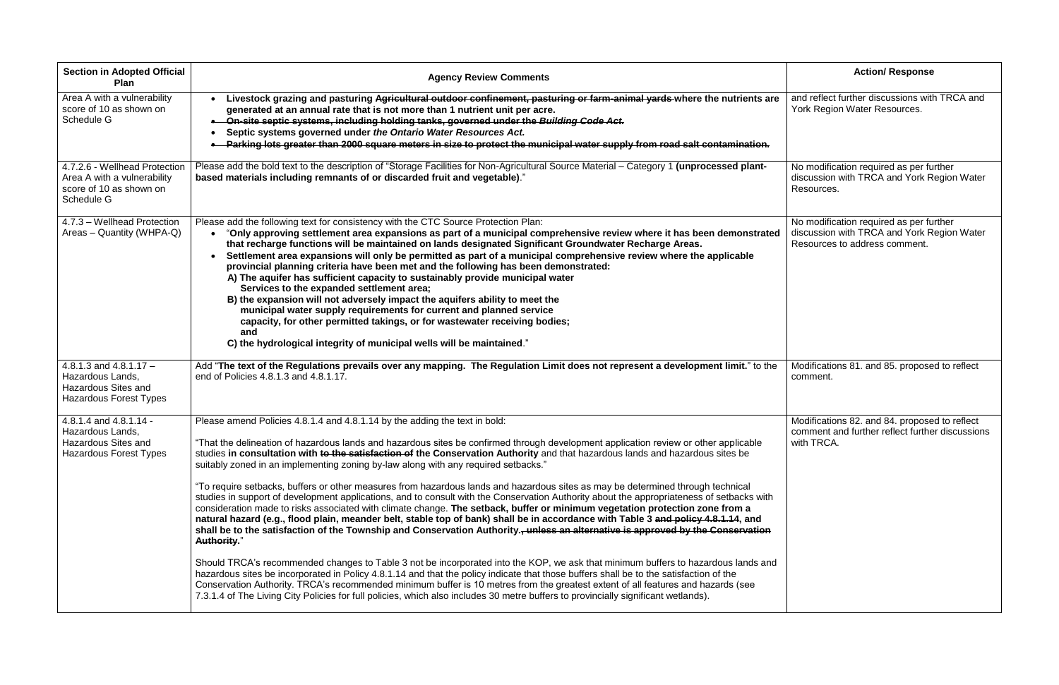| Section in Adopted Official Plan | Agency Review Comments | Action/ Response |
|---|---|---|
| Area A with a vulnerability score of 10 as shown on Schedule G | • **Livestock grazing and pasturing ~~Agricultural outdoor confinement, pasturing or farm-animal yards~~ where the nutrients are generated at an annual rate that is not more than 1 nutrient unit per acre.**<br>• ~~**On-site septic systems, including holding tanks, governed under the *Building Code Act.***~~<br>• **Septic systems governed under *the Ontario Water Resources Act.***<br>• ~~**Parking lots greater than 2000 square meters in size to protect the municipal water supply from road salt contamination.**~~ | and reflect further discussions with TRCA and York Region Water Resources. |
| 4.7.2.6 - Wellhead Protection Area A with a vulnerability score of 10 as shown on Schedule G | Please add the bold text to the description of "Storage Facilities for Non-Agricultural Source Material – Category 1 **(unprocessed plant-based materials including remnants of or discarded fruit and vegetable)**." | No modification required as per further discussion with TRCA and York Region Water Resources. |
| 4.7.3 – Wellhead Protection Areas – Quantity (WHPA-Q) | Please add the following text for consistency with the CTC Source Protection Plan:<br>• "**Only approving settlement area expansions as part of a municipal comprehensive review where it has been demonstrated that recharge functions will be maintained on lands designated Significant Groundwater Recharge Areas.**<br>• **Settlement area expansions will only be permitted as part of a municipal comprehensive review where the applicable provincial planning criteria have been met and the following has been demonstrated:**<br>**A) The aquifer has sufficient capacity to sustainably provide municipal water Services to the expanded settlement area;**<br>**B) the expansion will not adversely impact the aquifers ability to meet the municipal water supply requirements for current and planned service capacity, for other permitted takings, or for wastewater receiving bodies; and**<br>**C) the hydrological integrity of municipal wells will be maintained**." | No modification required as per further discussion with TRCA and York Region Water Resources to address comment. |
| 4.8.1.3 and 4.8.1.17 – Hazardous Lands, Hazardous Sites and Hazardous Forest Types | Add "**The text of the Regulations prevails over any mapping. The Regulation Limit does not represent a development limit.**" to the end of Policies 4.8.1.3 and 4.8.1.17. | Modifications 81. and 85. proposed to reflect comment. |
| 4.8.1.4 and 4.8.1.14 - Hazardous Lands, Hazardous Sites and Hazardous Forest Types | Please amend Policies 4.8.1.4 and 4.8.1.14 by the adding the text in bold:<br><br>"That the delineation of hazardous lands and hazardous sites be confirmed through development application review or other applicable studies **in consultation with ~~to the satisfaction of~~ the Conservation Authority** and that hazardous lands and hazardous sites be suitably zoned in an implementing zoning by-law along with any required setbacks."<br><br>"To require setbacks, buffers or other measures from hazardous lands and hazardous sites as may be determined through technical studies in support of development applications, and to consult with the Conservation Authority about the appropriateness of setbacks with consideration made to risks associated with climate change. **The setback, buffer or minimum vegetation protection zone from a natural hazard (e.g., flood plain, meander belt, stable top of bank) shall be in accordance with Table 3 ~~and policy 4.8.1.14~~, and shall be to the satisfaction of the Township and Conservation Authority.~~, unless an alternative is approved by the Conservation Authority.~~**"<br><br>Should TRCA's recommended changes to Table 3 not be incorporated into the KOP, we ask that minimum buffers to hazardous lands and hazardous sites be incorporated in Policy 4.8.1.14 and that the policy indicate that those buffers shall be to the satisfaction of the Conservation Authority. TRCA's recommended minimum buffer is 10 metres from the greatest extent of all features and hazards (see 7.3.1.4 of The Living City Policies for full policies, which also includes 30 metre buffers to provincially significant wetlands). | Modifications 82. and 84. proposed to reflect comment and further reflect further discussions with TRCA. |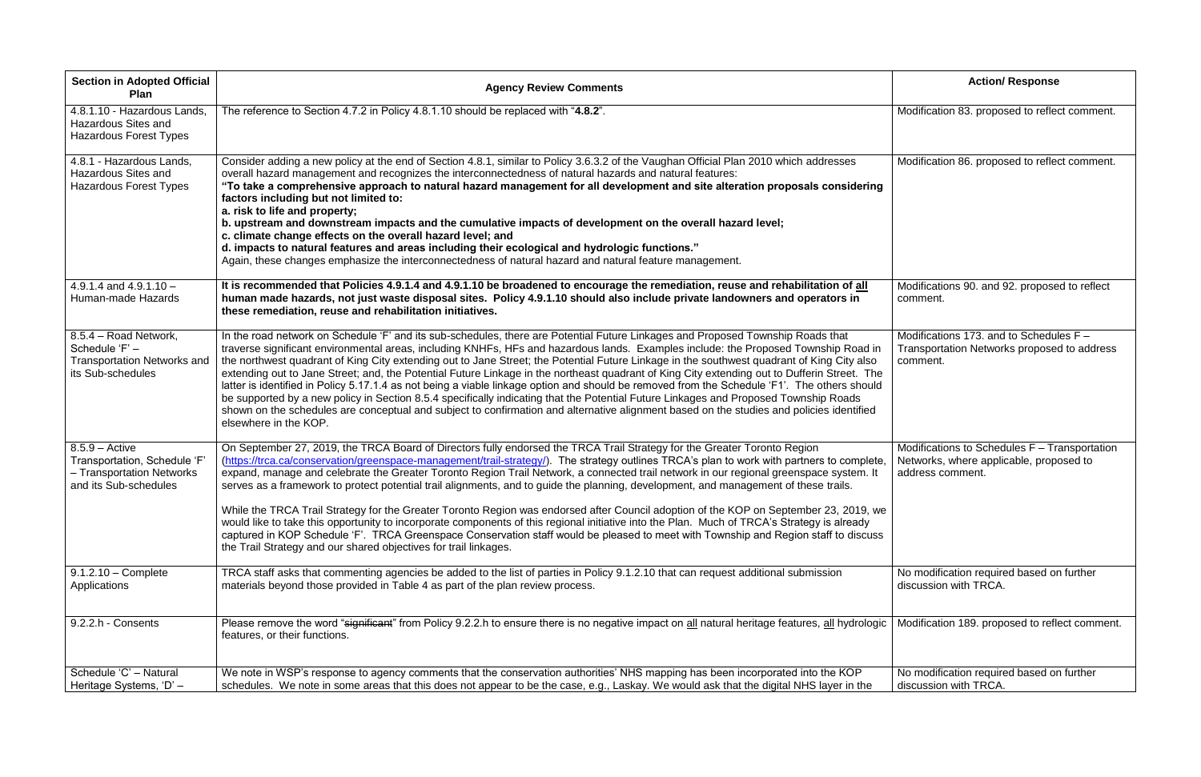| Section in Adopted Official Plan | Agency Review Comments | Action/ Response |
|---|---|---|
| 4.8.1.10 - Hazardous Lands, Hazardous Sites and Hazardous Forest Types | The reference to Section 4.7.2 in Policy 4.8.1.10 should be replaced with "**4.8.2**". | Modification 83. proposed to reflect comment. |
| 4.8.1 - Hazardous Lands, Hazardous Sites and Hazardous Forest Types | Consider adding a new policy at the end of Section 4.8.1, similar to Policy 3.6.3.2 of the Vaughan Official Plan 2010 which addresses overall hazard management and recognizes the interconnectedness of natural hazards and natural features:<br>**"To take a comprehensive approach to natural hazard management for all development and site alteration proposals considering factors including but not limited to:**<br>**a. risk to life and property;**<br>**b. upstream and downstream impacts and the cumulative impacts of development on the overall hazard level;**<br>**c. climate change effects on the overall hazard level; and**<br>**d. impacts to natural features and areas including their ecological and hydrologic functions."**<br>Again, these changes emphasize the interconnectedness of natural hazard and natural feature management. | Modification 86. proposed to reflect comment. |
| 4.9.1.4 and 4.9.1.10 – Human-made Hazards | **It is recommended that Policies 4.9.1.4 and 4.9.1.10 be broadened to encourage the remediation, reuse and rehabilitation of <u>all</u> human made hazards, not just waste disposal sites. Policy 4.9.1.10 should also include private landowners and operators in these remediation, reuse and rehabilitation initiatives.** | Modifications 90. and 92. proposed to reflect comment. |
| 8.5.4 – Road Network, Schedule 'F' – Transportation Networks and its Sub-schedules | In the road network on Schedule 'F' and its sub-schedules, there are Potential Future Linkages and Proposed Township Roads that traverse significant environmental areas, including KNHFs, HFs and hazardous lands. Examples include: the Proposed Township Road in the northwest quadrant of King City extending out to Jane Street; the Potential Future Linkage in the southwest quadrant of King City also extending out to Jane Street; and, the Potential Future Linkage in the northeast quadrant of King City extending out to Dufferin Street. The latter is identified in Policy 5.17.1.4 as not being a viable linkage option and should be removed from the Schedule 'F1'. The others should be supported by a new policy in Section 8.5.4 specifically indicating that the Potential Future Linkages and Proposed Township Roads shown on the schedules are conceptual and subject to confirmation and alternative alignment based on the studies and policies identified elsewhere in the KOP. | Modifications 173. and to Schedules F – Transportation Networks proposed to address comment. |
| 8.5.9 – Active Transportation, Schedule 'F' – Transportation Networks and its Sub-schedules | On September 27, 2019, the TRCA Board of Directors fully endorsed the TRCA Trail Strategy for the Greater Toronto Region (https://trca.ca/conservation/greenspace-management/trail-strategy/). The strategy outlines TRCA's plan to work with partners to complete, expand, manage and celebrate the Greater Toronto Region Trail Network, a connected trail network in our regional greenspace system. It serves as a framework to protect potential trail alignments, and to guide the planning, development, and management of these trails.<br><br>While the TRCA Trail Strategy for the Greater Toronto Region was endorsed after Council adoption of the KOP on September 23, 2019, we would like to take this opportunity to incorporate components of this regional initiative into the Plan. Much of TRCA's Strategy is already captured in KOP Schedule 'F'. TRCA Greenspace Conservation staff would be pleased to meet with Township and Region staff to discuss the Trail Strategy and our shared objectives for trail linkages. | Modifications to Schedules F – Transportation Networks, where applicable, proposed to address comment. |
| 9.1.2.10 – Complete Applications | TRCA staff asks that commenting agencies be added to the list of parties in Policy 9.1.2.10 that can request additional submission materials beyond those provided in Table 4 as part of the plan review process. | No modification required based on further discussion with TRCA. |
| 9.2.2.h - Consents | Please remove the word "~~significant~~" from Policy 9.2.2.h to ensure there is no negative impact on <u>all</u> natural heritage features, <u>all</u> hydrologic features, or their functions. | Modification 189. proposed to reflect comment. |
| Schedule 'C' – Natural Heritage Systems, 'D' – | We note in WSP's response to agency comments that the conservation authorities' NHS mapping has been incorporated into the KOP schedules. We note in some areas that this does not appear to be the case, e.g., Laskay. We would ask that the digital NHS layer in the | No modification required based on further discussion with TRCA. |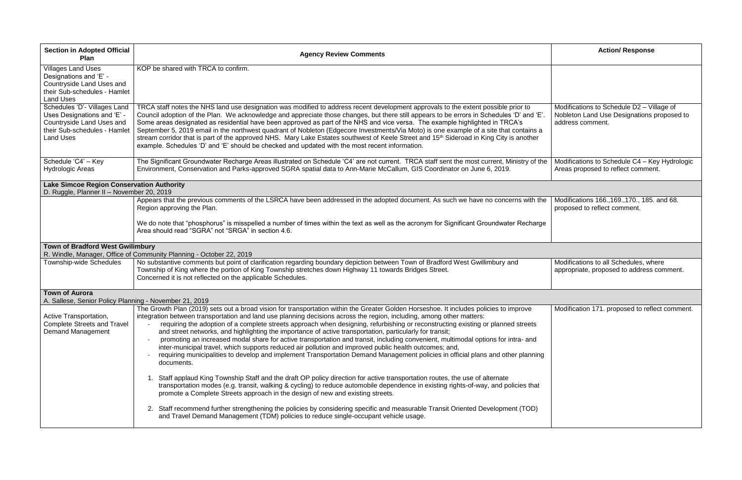| Section in Adopted Official Plan | Agency Review Comments | Action/ Response |
|---|---|---|
| Villages Land Uses Designations and 'E' - Countryside Land Uses and their Sub-schedules - Hamlet Land Uses | KOP be shared with TRCA to confirm. | |
| Schedules 'D'- Villages Land Uses Designations and 'E' - Countryside Land Uses and their Sub-schedules - Hamlet Land Uses | TRCA staff notes the NHS land use designation was modified to address recent development approvals to the extent possible prior to Council adoption of the Plan. We acknowledge and appreciate those changes, but there still appears to be errors in Schedules 'D' and 'E'. Some areas designated as residential have been approved as part of the NHS and vice versa. The example highlighted in TRCA's September 5, 2019 email in the northwest quadrant of Nobleton (Edgecore Investments/Via Moto) is one example of a site that contains a stream corridor that is part of the approved NHS. Mary Lake Estates southwest of Keele Street and 15th Sideroad in King City is another example. Schedules 'D' and 'E' should be checked and updated with the most recent information. | Modifications to Schedule D2 – Village of Nobleton Land Use Designations proposed to address comment. |
| Schedule 'C4' – Key Hydrologic Areas | The Significant Groundwater Recharge Areas illustrated on Schedule 'C4' are not current. TRCA staff sent the most current, Ministry of the Environment, Conservation and Parks-approved SGRA spatial data to Ann-Marie McCallum, GIS Coordinator on June 6, 2019. | Modifications to Schedule C4 – Key Hydrologic Areas proposed to reflect comment. |
| **Lake Simcoe Region Conservation Authority**<br>D. Ruggle, Planner II – November 20, 2019 | | |
| | Appears that the previous comments of the LSRCA have been addressed in the adopted document. As such we have no concerns with the Region approving the Plan.<br><br>We do note that "phosphorus" is misspelled a number of times within the text as well as the acronym for Significant Groundwater Recharge Area should read "SGRA" not "SRGA" in section 4.6. | Modifications 166.,169.,170., 185. and 68. proposed to reflect comment. |
| **Town of Bradford West Gwilimbury**<br>R. Windle, Manager, Office of Community Planning - October 22, 2019 | | |
| Township-wide Schedules | No substantive comments but point of clarification regarding boundary depiction between Town of Bradford West Gwillimbury and Township of King where the portion of King Township stretches down Highway 11 towards Bridges Street.<br>Concerned it is not reflected on the applicable Schedules. | Modifications to all Schedules, where appropriate, proposed to address comment. |
| **Town of Aurora**<br>A. Sallese, Senior Policy Planning - November 21, 2019 | | |
| Active Transportation, Complete Streets and Travel Demand Management | The Growth Plan (2019) sets out a broad vision for transportation within the Greater Golden Horseshoe. It includes policies to improve integration between transportation and land use planning decisions across the region, including, among other matters:<br>- requiring the adoption of a complete streets approach when designing, refurbishing or reconstructing existing or planned streets and street networks, and highlighting the importance of active transportation, particularly for transit;<br>- promoting an increased modal share for active transportation and transit, including convenient, multimodal options for intra- and inter-municipal travel, which supports reduced air pollution and improved public health outcomes; and,<br>- requiring municipalities to develop and implement Transportation Demand Management policies in official plans and other planning documents.<br><br>1. Staff applaud King Township Staff and the draft OP policy direction for active transportation routes, the use of alternate transportation modes (e.g. transit, walking & cycling) to reduce automobile dependence in existing rights-of-way, and policies that promote a Complete Streets approach in the design of new and existing streets.<br><br>2. Staff recommend further strengthening the policies by considering specific and measurable Transit Oriented Development (TOD) and Travel Demand Management (TDM) policies to reduce single-occupant vehicle usage. | Modification 171. proposed to reflect comment. |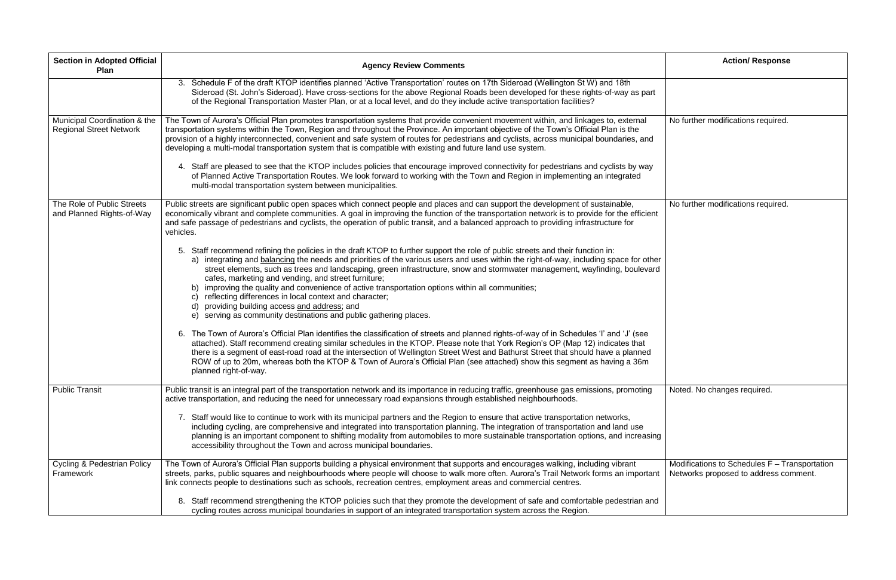| Section in Adopted Official Plan | Agency Review Comments | Action/ Response |
| --- | --- | --- |
| | 3. Schedule F of the draft KTOP identifies planned 'Active Transportation' routes on 17th Sideroad (Wellington St W) and 18th Sideroad (St. John's Sideroad). Have cross-sections for the above Regional Roads been developed for these rights-of-way as part of the Regional Transportation Master Plan, or at a local level, and do they include active transportation facilities? | |
| Municipal Coordination & the Regional Street Network | The Town of Aurora's Official Plan promotes transportation systems that provide convenient movement within, and linkages to, external transportation systems within the Town, Region and throughout the Province. An important objective of the Town's Official Plan is the provision of a highly interconnected, convenient and safe system of routes for pedestrians and cyclists, across municipal boundaries, and developing a multi-modal transportation system that is compatible with existing and future land use system.<br><br>4. Staff are pleased to see that the KTOP includes policies that encourage improved connectivity for pedestrians and cyclists by way of Planned Active Transportation Routes. We look forward to working with the Town and Region in implementing an integrated multi-modal transportation system between municipalities. | No further modifications required. |
| The Role of Public Streets and Planned Rights-of-Way | Public streets are significant public open spaces which connect people and places and can support the development of sustainable, economically vibrant and complete communities. A goal in improving the function of the transportation network is to provide for the efficient and safe passage of pedestrians and cyclists, the operation of public transit, and a balanced approach to providing infrastructure for vehicles.<br><br>5. Staff recommend refining the policies in the draft KTOP to further support the role of public streets and their function in:<br>a) integrating and <u>balancing</u> the needs and priorities of the various users and uses within the right-of-way, including space for other street elements, such as trees and landscaping, green infrastructure, snow and stormwater management, wayfinding, boulevard cafes, marketing and vending, and street furniture;<br>b) improving the quality and convenience of active transportation options within all communities;<br>c) reflecting differences in local context and character;<br>d) providing building access <u>and address</u>; and<br>e) serving as community destinations and public gathering places.<br><br>6. The Town of Aurora's Official Plan identifies the classification of streets and planned rights-of-way of in Schedules 'I' and 'J' (see attached). Staff recommend creating similar schedules in the KTOP. Please note that York Region's OP (Map 12) indicates that there is a segment of east-road road at the intersection of Wellington Street West and Bathurst Street that should have a planned ROW of up to 20m, whereas both the KTOP & Town of Aurora's Official Plan (see attached) show this segment as having a 36m planned right-of-way. | No further modifications required. |
| Public Transit | Public transit is an integral part of the transportation network and its importance in reducing traffic, greenhouse gas emissions, promoting active transportation, and reducing the need for unnecessary road expansions through established neighbourhoods.<br><br>7. Staff would like to continue to work with its municipal partners and the Region to ensure that active transportation networks, including cycling, are comprehensive and integrated into transportation planning. The integration of transportation and land use planning is an important component to shifting modality from automobiles to more sustainable transportation options, and increasing accessibility throughout the Town and across municipal boundaries. | Noted. No changes required. |
| Cycling & Pedestrian Policy Framework | The Town of Aurora's Official Plan supports building a physical environment that supports and encourages walking, including vibrant streets, parks, public squares and neighbourhoods where people will choose to walk more often. Aurora's Trail Network forms an important link connects people to destinations such as schools, recreation centres, employment areas and commercial centres.<br><br>8. Staff recommend strengthening the KTOP policies such that they promote the development of safe and comfortable pedestrian and cycling routes across municipal boundaries in support of an integrated transportation system across the Region. | Modifications to Schedules F – Transportation Networks proposed to address comment. |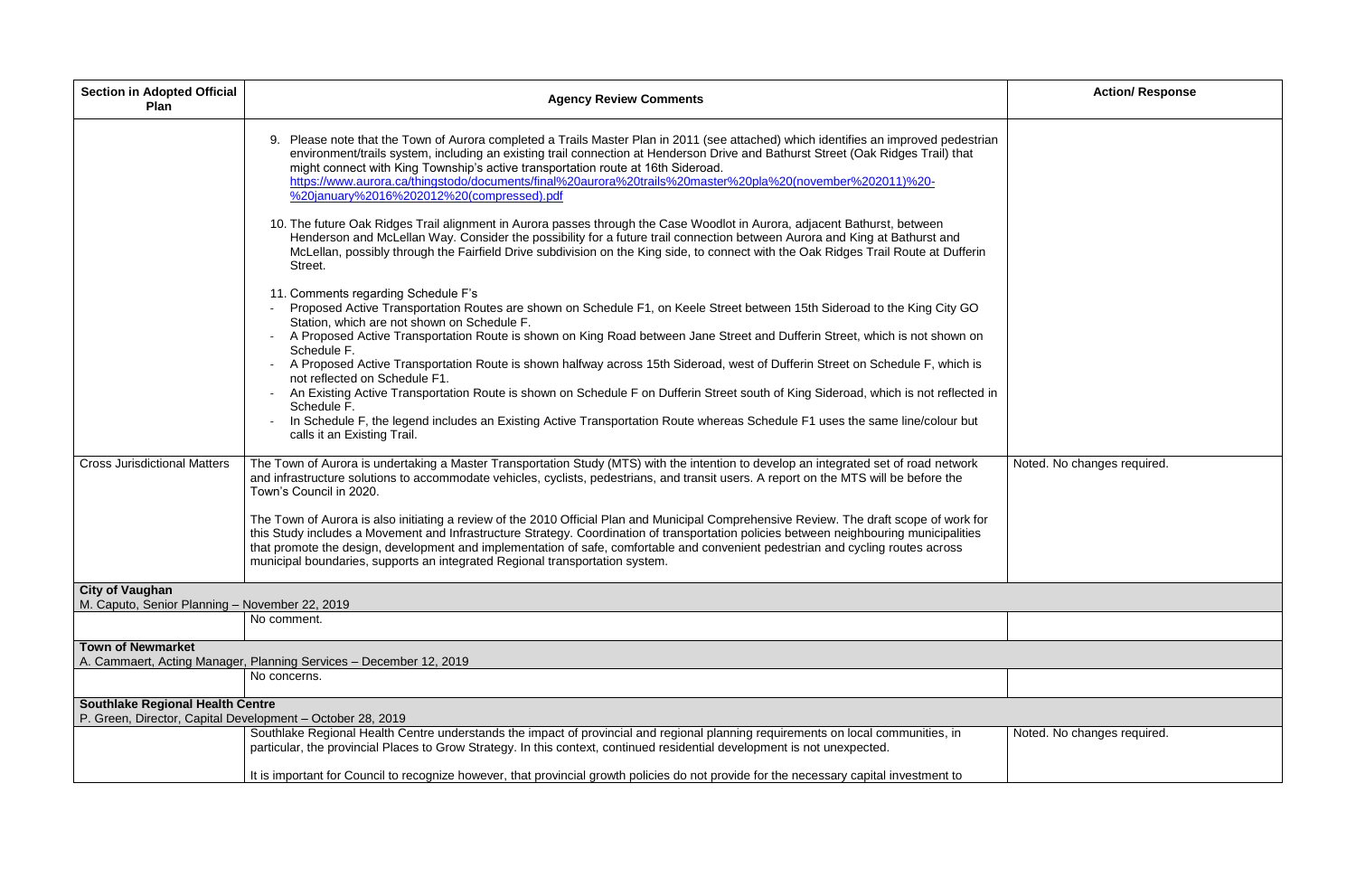| Section in Adopted Official Plan | Agency Review Comments | Action/ Response |
|---|---|---|
| | 9. Please note that the Town of Aurora completed a Trails Master Plan in 2011 (see attached) which identifies an improved pedestrian environment/trails system, including an existing trail connection at Henderson Drive and Bathurst Street (Oak Ridges Trail) that might connect with King Township's active transportation route at 16th Sideroad. https://www.aurora.ca/thingstodo/documents/final%20aurora%20trails%20master%20pla%20(november%202011)%20-%20january%2016%202012%20(compressed).pdf<br><br>10. The future Oak Ridges Trail alignment in Aurora passes through the Case Woodlot in Aurora, adjacent Bathurst, between Henderson and McLellan Way. Consider the possibility for a future trail connection between Aurora and King at Bathurst and McLellan, possibly through the Fairfield Drive subdivision on the King side, to connect with the Oak Ridges Trail Route at Dufferin Street.<br><br>11. Comments regarding Schedule F's<br>- Proposed Active Transportation Routes are shown on Schedule F1, on Keele Street between 15th Sideroad to the King City GO Station, which are not shown on Schedule F.<br>- A Proposed Active Transportation Route is shown on King Road between Jane Street and Dufferin Street, which is not shown on Schedule F.<br>- A Proposed Active Transportation Route is shown halfway across 15th Sideroad, west of Dufferin Street on Schedule F, which is not reflected on Schedule F1.<br>- An Existing Active Transportation Route is shown on Schedule F on Dufferin Street south of King Sideroad, which is not reflected in Schedule F.<br>- In Schedule F, the legend includes an Existing Active Transportation Route whereas Schedule F1 uses the same line/colour but calls it an Existing Trail. | |
| Cross Jurisdictional Matters | The Town of Aurora is undertaking a Master Transportation Study (MTS) with the intention to develop an integrated set of road network and infrastructure solutions to accommodate vehicles, cyclists, pedestrians, and transit users. A report on the MTS will be before the Town's Council in 2020.<br><br>The Town of Aurora is also initiating a review of the 2010 Official Plan and Municipal Comprehensive Review. The draft scope of work for this Study includes a Movement and Infrastructure Strategy. Coordination of transportation policies between neighbouring municipalities that promote the design, development and implementation of safe, comfortable and convenient pedestrian and cycling routes across municipal boundaries, supports an integrated Regional transportation system. | Noted. No changes required. |
| **City of Vaughan**<br>M. Caputo, Senior Planning – November 22, 2019 | | |
| | No comment. | |
| **Town of Newmarket**<br>A. Cammaert, Acting Manager, Planning Services – December 12, 2019 | | |
| | No concerns. | |
| **Southlake Regional Health Centre**<br>P. Green, Director, Capital Development – October 28, 2019 | | |
| | Southlake Regional Health Centre understands the impact of provincial and regional planning requirements on local communities, in particular, the provincial Places to Grow Strategy. In this context, continued residential development is not unexpected.<br><br>It is important for Council to recognize however, that provincial growth policies do not provide for the necessary capital investment to | Noted. No changes required. |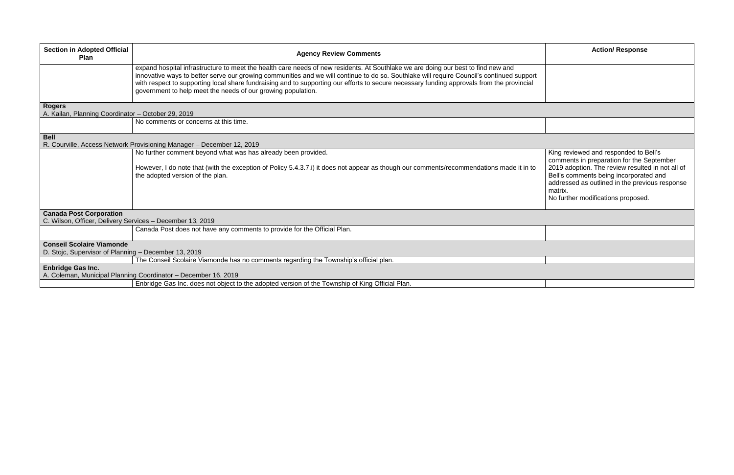| Section in Adopted Official Plan | Agency Review Comments | Action/ Response |
|---|---|---|
| | expand hospital infrastructure to meet the health care needs of new residents. At Southlake we are doing our best to find new and innovative ways to better serve our growing communities and we will continue to do so. Southlake will require Council's continued support with respect to supporting local share fundraising and to supporting our efforts to secure necessary funding approvals from the provincial government to help meet the needs of our growing population. | |
| **Rogers**<br>A. Kailan, Planning Coordinator – October 29, 2019 | | |
| | No comments or concerns at this time. | |
| **Bell**<br>R. Courville, Access Network Provisioning Manager – December 12, 2019 | | |
| | No further comment beyond what was has already been provided.<br><br>However, I do note that (with the exception of Policy 5.4.3.7.i) it does not appear as though our comments/recommendations made it in to the adopted version of the plan. | King reviewed and responded to Bell's comments in preparation for the September 2019 adoption. The review resulted in not all of Bell's comments being incorporated and addressed as outlined in the previous response matrix.<br>No further modifications proposed. |
| **Canada Post Corporation**<br>C. Wilson, Officer, Delivery Services – December 13, 2019 | | |
| | Canada Post does not have any comments to provide for the Official Plan. | |
| **Conseil Scolaire Viamonde**<br>D. Stojc, Supervisor of Planning – December 13, 2019 | | |
| | The Conseil Scolaire Viamonde has no comments regarding the Township's official plan. | |
| **Enbridge Gas Inc.**<br>A. Coleman, Municipal Planning Coordinator – December 16, 2019 | | |
| | Enbridge Gas Inc. does not object to the adopted version of the Township of King Official Plan. | |